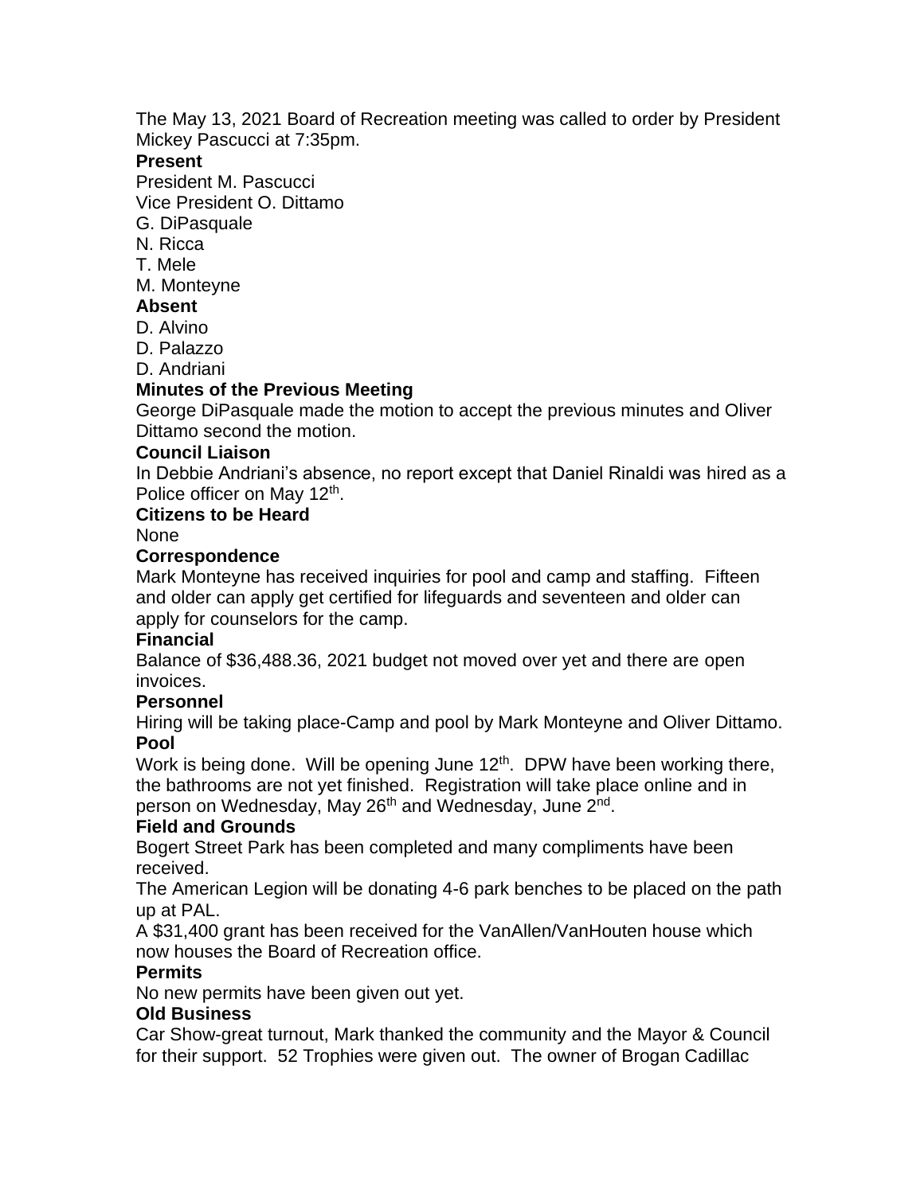The May 13, 2021 Board of Recreation meeting was called to order by President Mickey Pascucci at 7:35pm.

**Present**

President M. Pascucci
Vice President O. Dittamo
G. DiPasquale
N. Ricca
T. Mele
M. Monteyne

**Absent**

D. Alvino
D. Palazzo
D. Andriani

**Minutes of the Previous Meeting**

George DiPasquale made the motion to accept the previous minutes and Oliver Dittamo second the motion.

**Council Liaison**

In Debbie Andriani's absence, no report except that Daniel Rinaldi was hired as a Police officer on May 12th.

**Citizens to be Heard**

None

**Correspondence**

Mark Monteyne has received inquiries for pool and camp and staffing. Fifteen and older can apply get certified for lifeguards and seventeen and older can apply for counselors for the camp.

**Financial**

Balance of $36,488.36, 2021 budget not moved over yet and there are open invoices.

**Personnel**

Hiring will be taking place-Camp and pool by Mark Monteyne and Oliver Dittamo.

**Pool**

Work is being done. Will be opening June 12th. DPW have been working there, the bathrooms are not yet finished. Registration will take place online and in person on Wednesday, May 26th and Wednesday, June 2nd.

**Field and Grounds**

Bogert Street Park has been completed and many compliments have been received.

The American Legion will be donating 4-6 park benches to be placed on the path up at PAL.

A $31,400 grant has been received for the VanAllen/VanHouten house which now houses the Board of Recreation office.

**Permits**

No new permits have been given out yet.

**Old Business**

Car Show-great turnout, Mark thanked the community and the Mayor & Council for their support. 52 Trophies were given out. The owner of Brogan Cadillac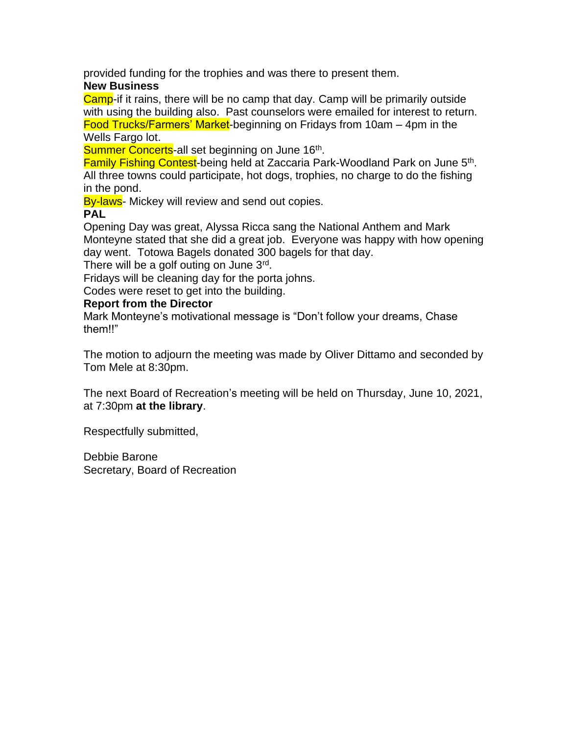provided funding for the trophies and was there to present them.

**New Business**

Camp-if it rains, there will be no camp that day. Camp will be primarily outside with using the building also. Past counselors were emailed for interest to return.

Food Trucks/Farmers' Market-beginning on Fridays from 10am – 4pm in the Wells Fargo lot.

Summer Concerts-all set beginning on June 16th.

Family Fishing Contest-being held at Zaccaria Park-Woodland Park on June 5th. All three towns could participate, hot dogs, trophies, no charge to do the fishing in the pond.

By-laws- Mickey will review and send out copies.

**PAL**

Opening Day was great, Alyssa Ricca sang the National Anthem and Mark Monteyne stated that she did a great job. Everyone was happy with how opening day went. Totowa Bagels donated 300 bagels for that day.

There will be a golf outing on June 3rd.

Fridays will be cleaning day for the porta johns.

Codes were reset to get into the building.

**Report from the Director**

Mark Monteyne's motivational message is "Don't follow your dreams, Chase them!!"

The motion to adjourn the meeting was made by Oliver Dittamo and seconded by Tom Mele at 8:30pm.

The next Board of Recreation's meeting will be held on Thursday, June 10, 2021, at 7:30pm **at the library**.

Respectfully submitted,

Debbie Barone
Secretary, Board of Recreation